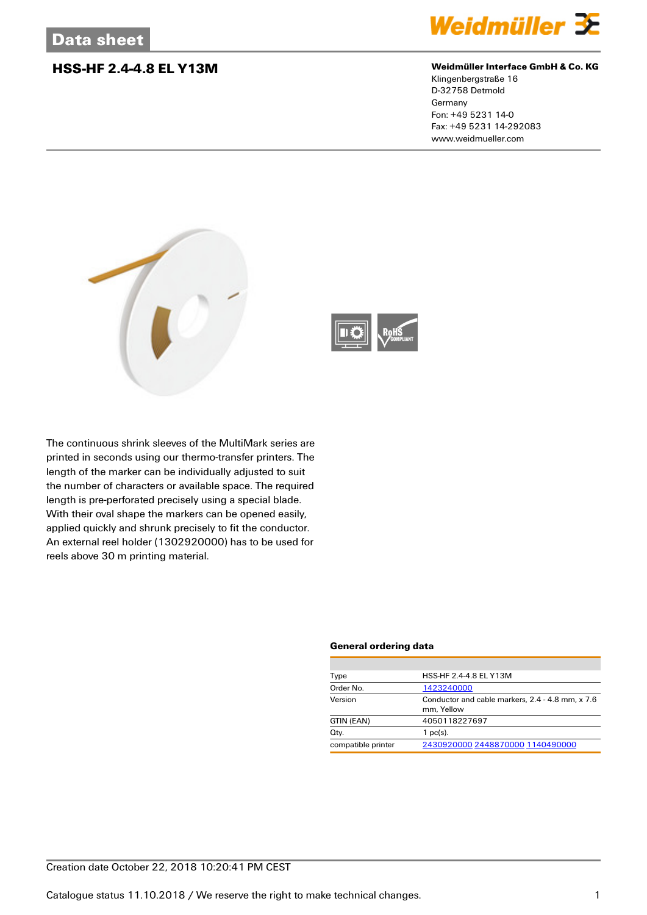# Data sheet

## HSS-HF 2.4-4.8 EL Y13M

**Weidmüller Interface GmbH & Co. KG**
Klingenbergstraße 16
D-32758 Detmold
Germany
Fon: +49 5231 14-0
Fax: +49 5231 14-292083
www.weidmueller.com

The continuous shrink sleeves of the MultiMark series are printed in seconds using our thermo-transfer printers. The length of the marker can be individually adjusted to suit the number of characters or available space. The required length is pre-perforated precisely using a special blade. With their oval shape the markers can be opened easily, applied quickly and shrunk precisely to fit the conductor. An external reel holder (1302920000) has to be used for reels above 30 m printing material.

### General ordering data

| | |
|---|---|
| Type | HSS-HF 2.4-4.8 EL Y13M |
| Order No. | 1423240000 |
| Version | Conductor and cable markers, 2.4 - 4.8 mm, x 7.6 mm, Yellow |
| GTIN (EAN) | 4050118227697 |
| Qty. | 1 pc(s). |
| compatible printer | 2430920000 2448870000 1140490000 |

Creation date October 22, 2018 10:20:41 PM CEST

Catalogue status 11.10.2018 / We reserve the right to make technical changes.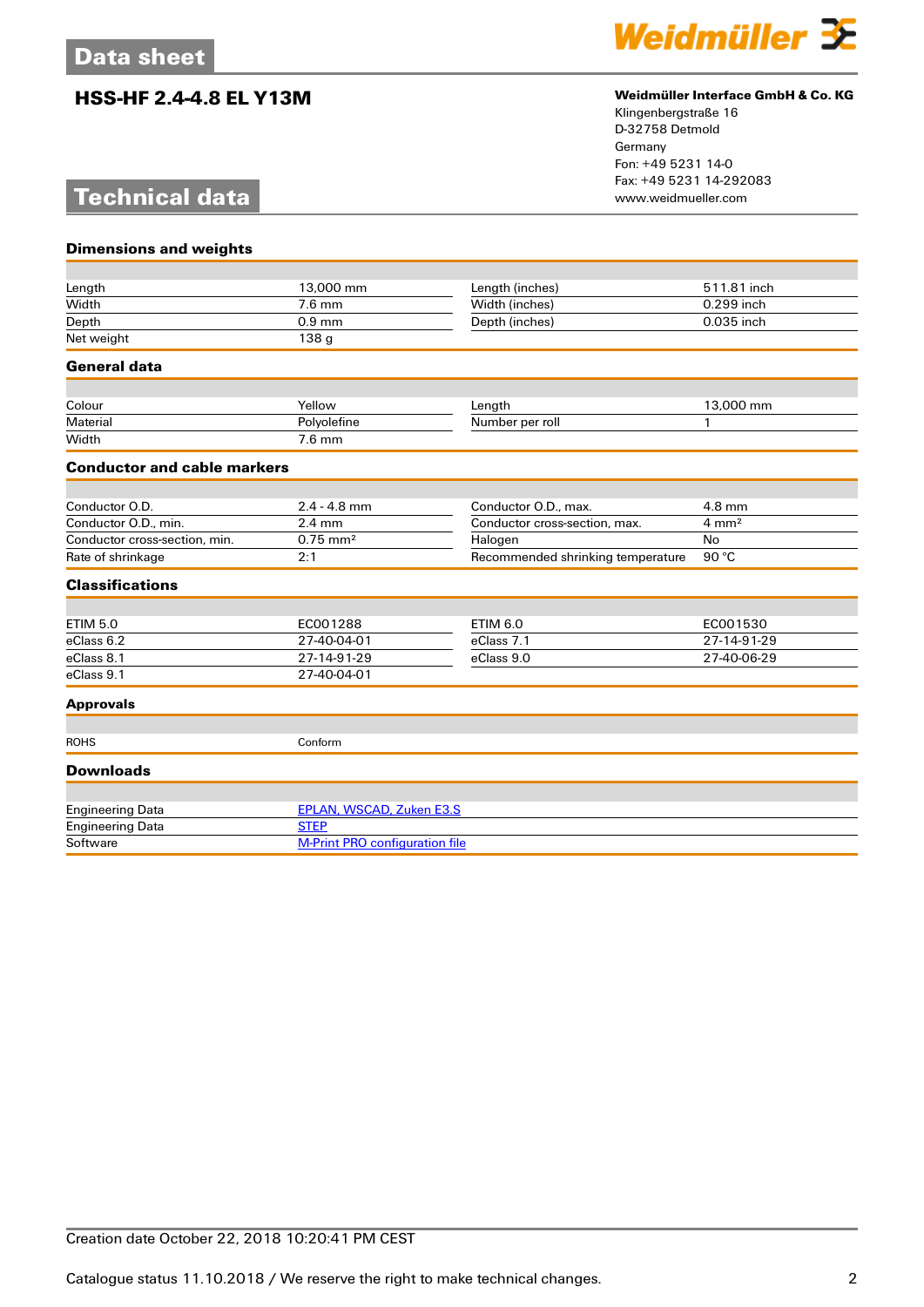# Data sheet

## HSS-HF 2.4-4.8 EL Y13M

**Weidmüller Interface GmbH & Co. KG**
Klingenbergstraße 16
D-32758 Detmold
Germany
Fon: +49 5231 14-0
Fax: +49 5231 14-292083
www.weidmueller.com

# Technical data

### Dimensions and weights

| | | | |
|---|---|---|---|
| Length | 13,000 mm | Length (inches) | 511.81 inch |
| Width | 7.6 mm | Width (inches) | 0.299 inch |
| Depth | 0.9 mm | Depth (inches) | 0.035 inch |
| Net weight | 138 g | | |

### General data

| | | | |
|---|---|---|---|
| Colour | Yellow | Length | 13,000 mm |
| Material | Polyolefine | Number per roll | 1 |
| Width | 7.6 mm | | |

### Conductor and cable markers

| | | | |
|---|---|---|---|
| Conductor O.D. | 2.4 - 4.8 mm | Conductor O.D., max. | 4.8 mm |
| Conductor O.D., min. | 2.4 mm | Conductor cross-section, max. | 4 mm² |
| Conductor cross-section, min. | 0.75 mm² | Halogen | No |
| Rate of shrinkage | 2:1 | Recommended shrinking temperature | 90 °C |

### Classifications

| | | | |
|---|---|---|---|
| ETIM 5.0 | EC001288 | ETIM 6.0 | EC001530 |
| eClass 6.2 | 27-40-04-01 | eClass 7.1 | 27-14-91-29 |
| eClass 8.1 | 27-14-91-29 | eClass 9.0 | 27-40-06-29 |
| eClass 9.1 | 27-40-04-01 | | |

### Approvals

| | |
|---|---|
| ROHS | Conform |

### Downloads

| | |
|---|---|
| Engineering Data | EPLAN, WSCAD, Zuken E3.S |
| Engineering Data | STEP |
| Software | M-Print PRO configuration file |

Creation date October 22, 2018 10:20:41 PM CEST

Catalogue status 11.10.2018 / We reserve the right to make technical changes.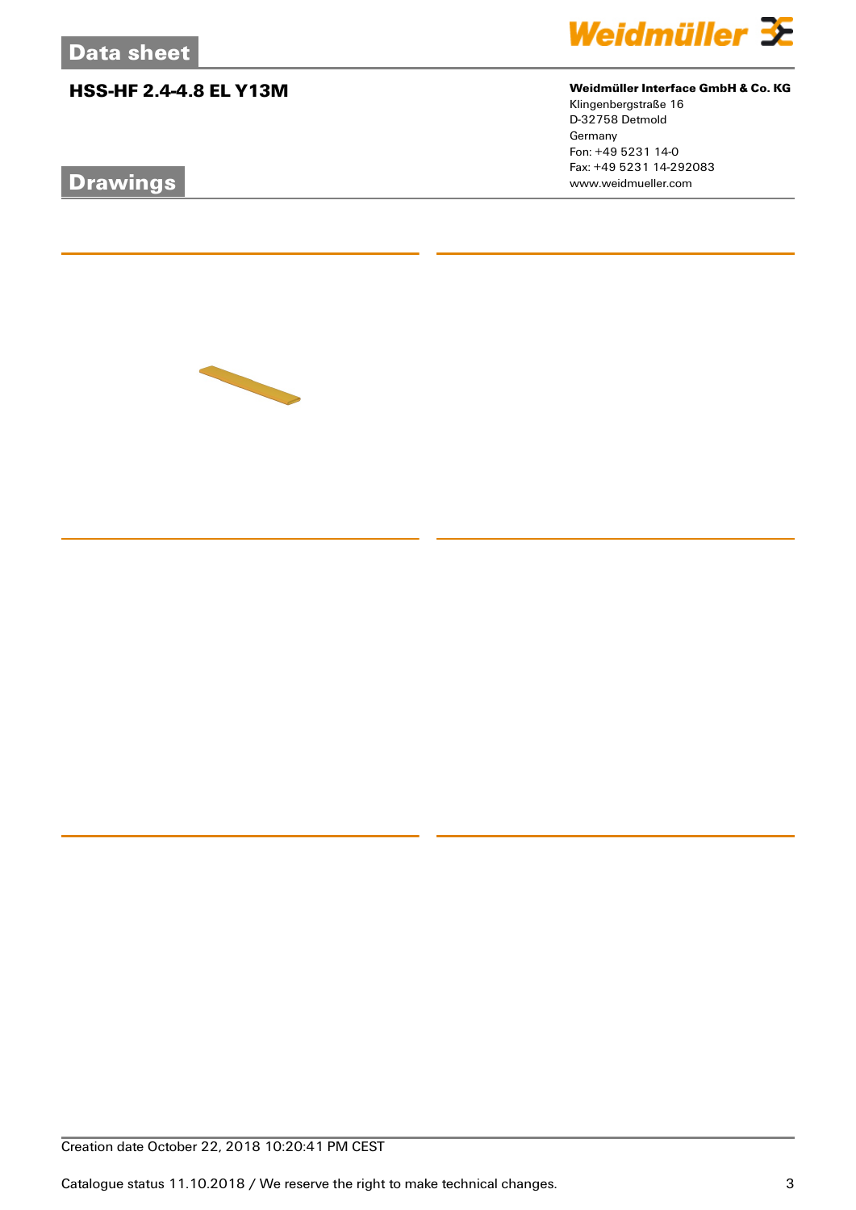# HSS-HF 2.4-4.8 EL Y13M

**Weidmüller Interface GmbH & Co. KG**
Klingenbergstraße 16
D-32758 Detmold
Germany
Fon: +49 5231 14-0
Fax: +49 5231 14-292083
www.weidmueller.com

## Drawings

Creation date October 22, 2018 10:20:41 PM CEST

Catalogue status 11.10.2018 / We reserve the right to make technical changes.